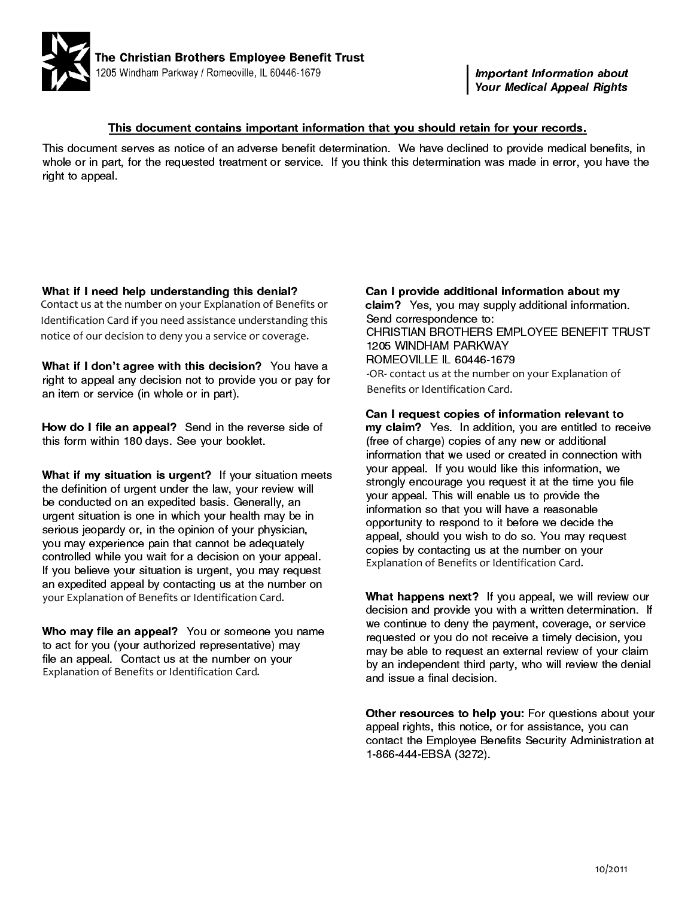**The Christian Brothers Employee Benefit Trust**
1205 Windham Parkway / Romeoville, IL 60446-1679

***Important Information about Your Medical Appeal Rights***

**This document contains important information that you should retain for your records.**

This document serves as notice of an adverse benefit determination. We have declined to provide medical benefits, in whole or in part, for the requested treatment or service. If you think this determination was made in error, you have the right to appeal.

**What if I need help understanding this denial?** Contact us at the number on your Explanation of Benefits or Identification Card if you need assistance understanding this notice of our decision to deny you a service or coverage.

**What if I don't agree with this decision?** You have a right to appeal any decision not to provide you or pay for an item or service (in whole or in part).

**How do I file an appeal?** Send in the reverse side of this form within 180 days. See your booklet.

**What if my situation is urgent?** If your situation meets the definition of urgent under the law, your review will be conducted on an expedited basis. Generally, an urgent situation is one in which your health may be in serious jeopardy or, in the opinion of your physician, you may experience pain that cannot be adequately controlled while you wait for a decision on your appeal. If you believe your situation is urgent, you may request an expedited appeal by contacting us at the number on your Explanation of Benefits or Identification Card.

**Who may file an appeal?** You or someone you name to act for you (your authorized representative) may file an appeal. Contact us at the number on your Explanation of Benefits or Identification Card.

**Can I provide additional information about my claim?** Yes, you may supply additional information. Send correspondence to:
CHRISTIAN BROTHERS EMPLOYEE BENEFIT TRUST
1205 WINDHAM PARKWAY
ROMEOVILLE IL 60446-1679
-OR- contact us at the number on your Explanation of Benefits or Identification Card.

**Can I request copies of information relevant to my claim?** Yes. In addition, you are entitled to receive (free of charge) copies of any new or additional information that we used or created in connection with your appeal. If you would like this information, we strongly encourage you request it at the time you file your appeal. This will enable us to provide the information so that you will have a reasonable opportunity to respond to it before we decide the appeal, should you wish to do so. You may request copies by contacting us at the number on your Explanation of Benefits or Identification Card.

**What happens next?** If you appeal, we will review our decision and provide you with a written determination. If we continue to deny the payment, coverage, or service requested or you do not receive a timely decision, you may be able to request an external review of your claim by an independent third party, who will review the denial and issue a final decision.

**Other resources to help you:** For questions about your appeal rights, this notice, or for assistance, you can contact the Employee Benefits Security Administration at 1-866-444-EBSA (3272).

10/2011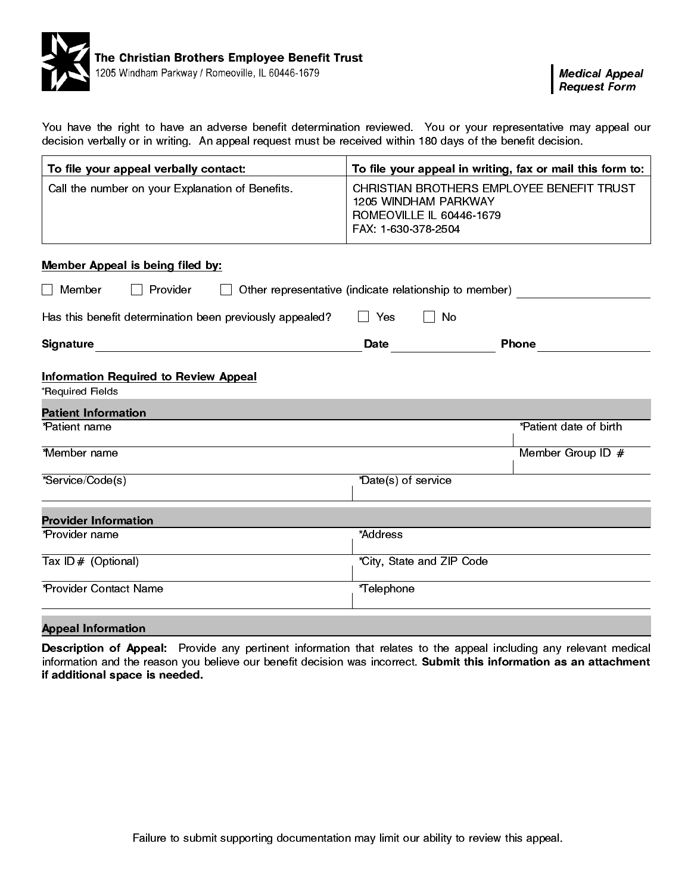**The Christian Brothers Employee Benefit Trust**
1205 Windham Parkway / Romeoville, IL 60446-1679

***Medical Appeal Request Form***

You have the right to have an adverse benefit determination reviewed. You or your representative may appeal our decision verbally or in writing. An appeal request must be received within 180 days of the benefit decision.

| To file your appeal verbally contact: | To file your appeal in writing, fax or mail this form to: |
| --- | --- |
| Call the number on your Explanation of Benefits. | CHRISTIAN BROTHERS EMPLOYEE BENEFIT TRUST<br>1205 WINDHAM PARKWAY<br>ROMEOVILLE IL 60446-1679<br>FAX: 1-630-378-2504 |

**Member Appeal is being filed by:**

☐ Member ☐ Provider ☐ Other representative (indicate relationship to member) ____________

Has this benefit determination been previously appealed? ☐ Yes ☐ No

**Signature** ______________________ **Date** ____________ **Phone** ____________

**Information Required to Review Appeal**

*Required Fields

**Patient Information**

| | |
| --- | --- |
| *Patient name | *Patient date of birth |
| *Member name | Member Group ID # |
| *Service/Code(s) | *Date(s) of service |

**Provider Information**

| | |
| --- | --- |
| *Provider name | *Address |
| Tax ID # (Optional) | *City, State and ZIP Code |
| *Provider Contact Name | *Telephone |

**Appeal Information**

**Description of Appeal:** Provide any pertinent information that relates to the appeal including any relevant medical information and the reason you believe our benefit decision was incorrect. **Submit this information as an attachment if additional space is needed.**

Failure to submit supporting documentation may limit our ability to review this appeal.